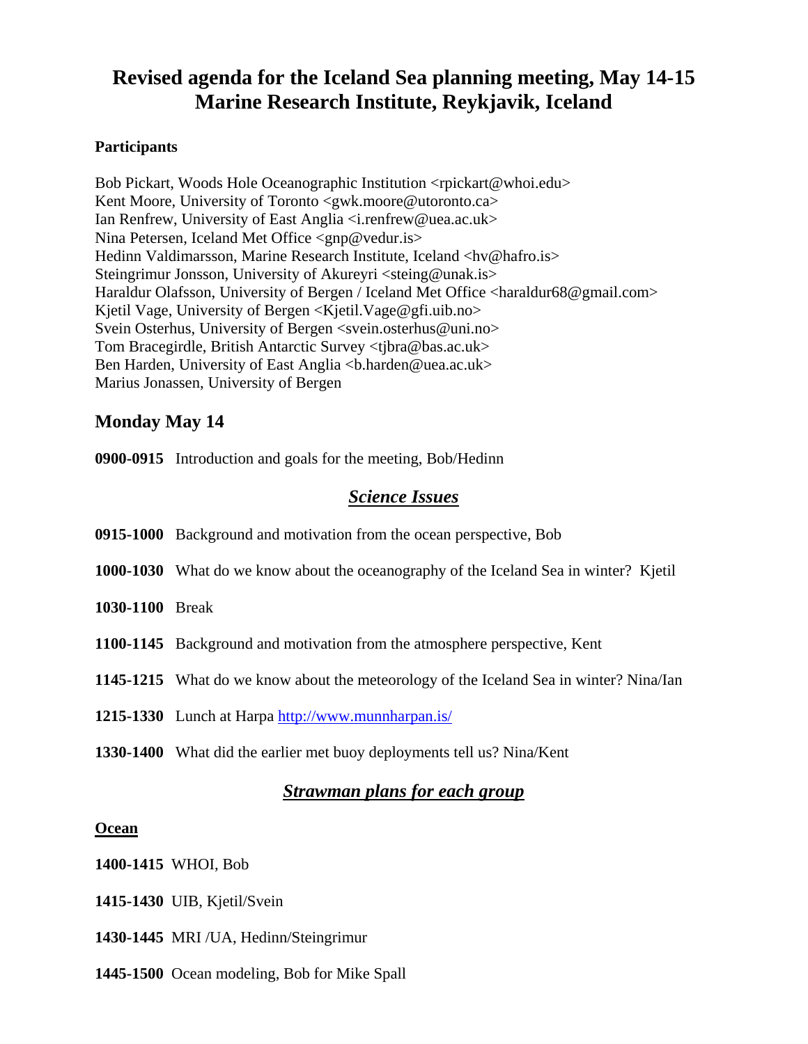# Revised agenda for the Iceland Sea planning meeting, May 14-15
# Marine Research Institute, Reykjavik, Iceland

**Participants**

Bob Pickart, Woods Hole Oceanographic Institution <rpickart@whoi.edu>
Kent Moore, University of Toronto <gwk.moore@utoronto.ca>
Ian Renfrew, University of East Anglia <i.renfrew@uea.ac.uk>
Nina Petersen, Iceland Met Office <gnp@vedur.is>
Hedinn Valdimarsson, Marine Research Institute, Iceland <hv@hafro.is>
Steingrimur Jonsson, University of Akureyri <steing@unak.is>
Haraldur Olafsson, University of Bergen / Iceland Met Office <haraldur68@gmail.com>
Kjetil Vage, University of Bergen <Kjetil.Vage@gfi.uib.no>
Svein Osterhus, University of Bergen <svein.osterhus@uni.no>
Tom Bracegirdle, British Antarctic Survey <tjbra@bas.ac.uk>
Ben Harden, University of East Anglia <b.harden@uea.ac.uk>
Marius Jonassen, University of Bergen

## Monday May 14

**0900-0915** Introduction and goals for the meeting, Bob/Hedinn

### ***Science Issues***

**0915-1000** Background and motivation from the ocean perspective, Bob

**1000-1030** What do we know about the oceanography of the Iceland Sea in winter? Kjetil

**1030-1100** Break

**1100-1145** Background and motivation from the atmosphere perspective, Kent

**1145-1215** What do we know about the meteorology of the Iceland Sea in winter? Nina/Ian

**1215-1330** Lunch at Harpa [http://www.munnharpan.is/](http://www.munnharpan.is/)

**1330-1400** What did the earlier met buoy deployments tell us? Nina/Kent

### ***Strawman plans for each group***

**Ocean**

**1400-1415** WHOI, Bob

**1415-1430** UIB, Kjetil/Svein

**1430-1445** MRI /UA, Hedinn/Steingrimur

**1445-1500** Ocean modeling, Bob for Mike Spall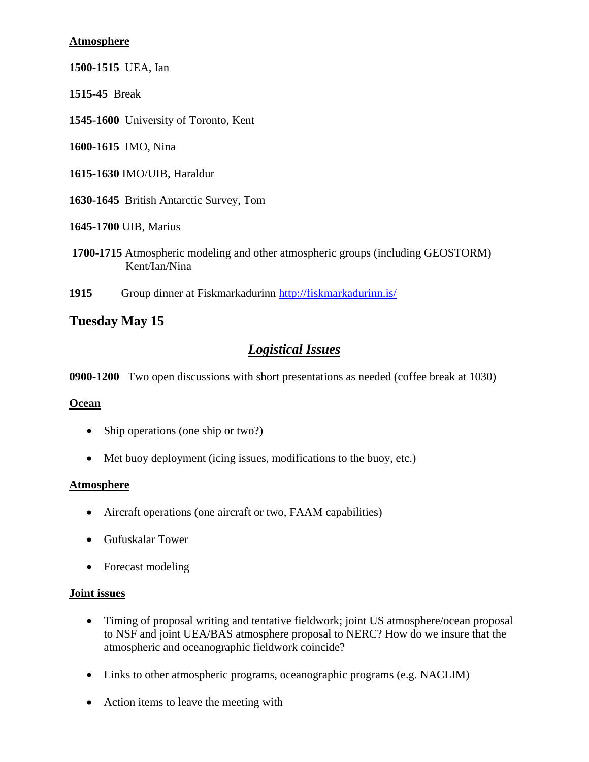**Atmosphere**

**1500-1515** UEA, Ian

**1515-45** Break

**1545-1600** University of Toronto, Kent

**1600-1615** IMO, Nina

**1615-1630** IMO/UIB, Haraldur

**1630-1645** British Antarctic Survey, Tom

**1645-1700** UIB, Marius

**1700-1715** Atmospheric modeling and other atmospheric groups (including GEOSTORM) Kent/Ian/Nina

**1915** Group dinner at Fiskmarkadurinn http://fiskmarkadurinn.is/

## Tuesday May 15

### *Logistical Issues*

**0900-1200** Two open discussions with short presentations as needed (coffee break at 1030)

**Ocean**

- Ship operations (one ship or two?)
- Met buoy deployment (icing issues, modifications to the buoy, etc.)

**Atmosphere**

- Aircraft operations (one aircraft or two, FAAM capabilities)
- Gufuskalar Tower
- Forecast modeling

**Joint issues**

- Timing of proposal writing and tentative fieldwork; joint US atmosphere/ocean proposal to NSF and joint UEA/BAS atmosphere proposal to NERC? How do we insure that the atmospheric and oceanographic fieldwork coincide?
- Links to other atmospheric programs, oceanographic programs (e.g. NACLIM)
- Action items to leave the meeting with